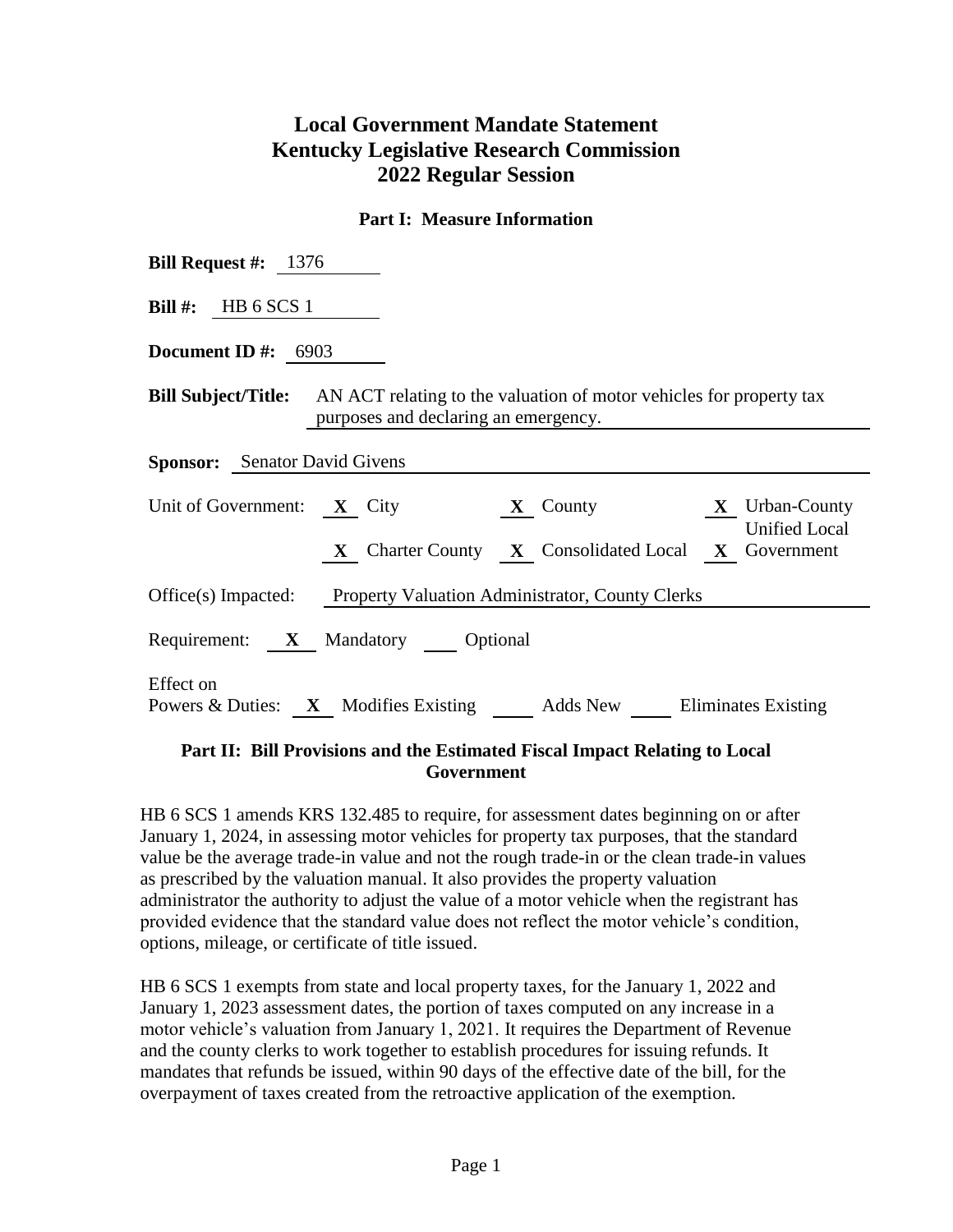# Local Government Mandate Statement
# Kentucky Legislative Research Commission
# 2022 Regular Session

## Part I: Measure Information

**Bill Request #:** 1376

**Bill #:** HB 6 SCS 1

**Document ID #:** 6903

**Bill Subject/Title:** AN ACT relating to the valuation of motor vehicles for property tax purposes and declaring an emergency.

**Sponsor:** Senator David Givens

Unit of Government: **X** City **X** County **X** Urban-County Unified Local Government
**X** Charter County **X** Consolidated Local

Office(s) Impacted: Property Valuation Administrator, County Clerks

Requirement: **X** Mandatory ___ Optional

Effect on Powers & Duties: **X** Modifies Existing ___ Adds New ___ Eliminates Existing

## Part II: Bill Provisions and the Estimated Fiscal Impact Relating to Local Government

HB 6 SCS 1 amends KRS 132.485 to require, for assessment dates beginning on or after January 1, 2024, in assessing motor vehicles for property tax purposes, that the standard value be the average trade-in value and not the rough trade-in or the clean trade-in values as prescribed by the valuation manual. It also provides the property valuation administrator the authority to adjust the value of a motor vehicle when the registrant has provided evidence that the standard value does not reflect the motor vehicle's condition, options, mileage, or certificate of title issued.

HB 6 SCS 1 exempts from state and local property taxes, for the January 1, 2022 and January 1, 2023 assessment dates, the portion of taxes computed on any increase in a motor vehicle's valuation from January 1, 2021. It requires the Department of Revenue and the county clerks to work together to establish procedures for issuing refunds. It mandates that refunds be issued, within 90 days of the effective date of the bill, for the overpayment of taxes created from the retroactive application of the exemption.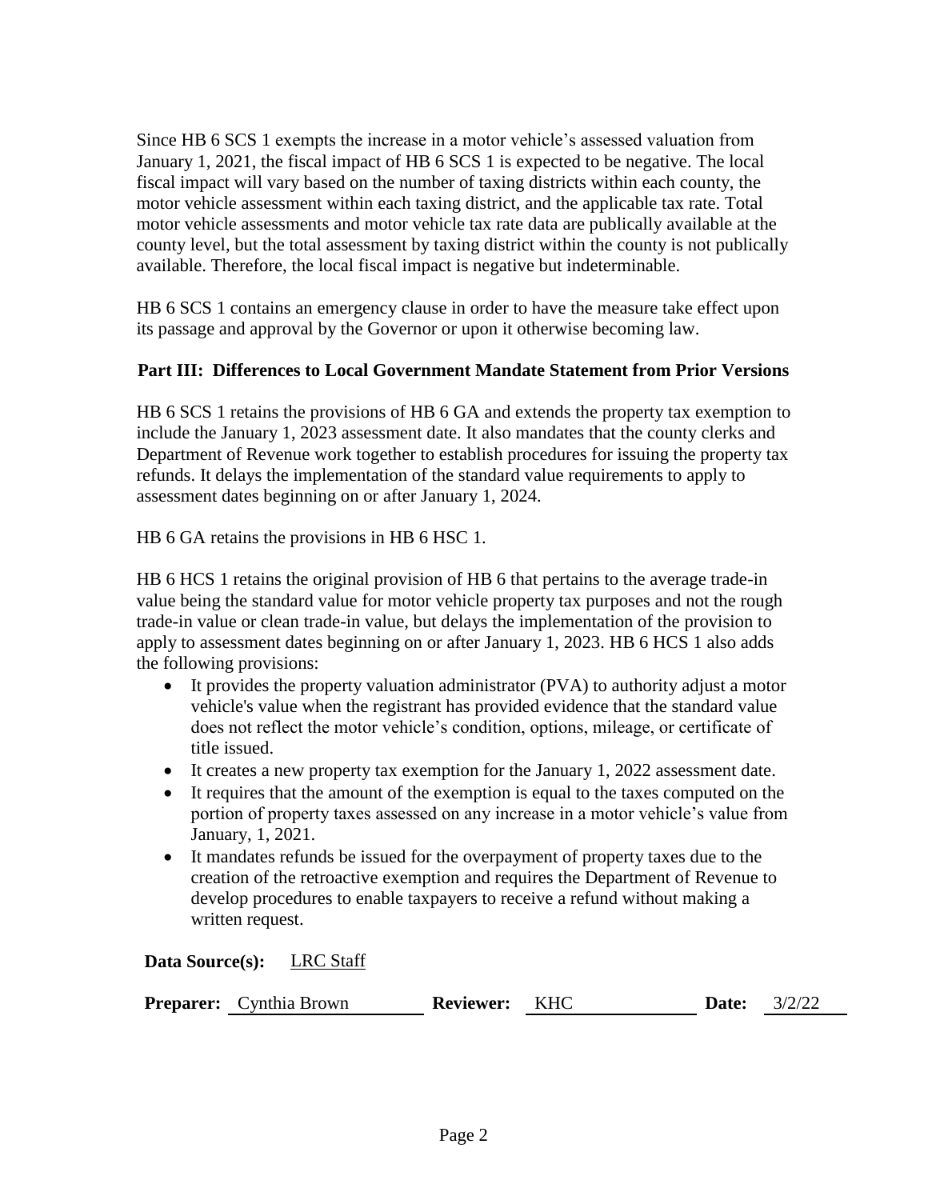Since HB 6 SCS 1 exempts the increase in a motor vehicle's assessed valuation from January 1, 2021, the fiscal impact of HB 6 SCS 1 is expected to be negative. The local fiscal impact will vary based on the number of taxing districts within each county, the motor vehicle assessment within each taxing district, and the applicable tax rate. Total motor vehicle assessments and motor vehicle tax rate data are publically available at the county level, but the total assessment by taxing district within the county is not publically available. Therefore, the local fiscal impact is negative but indeterminable.

HB 6 SCS 1 contains an emergency clause in order to have the measure take effect upon its passage and approval by the Governor or upon it otherwise becoming law.

## Part III: Differences to Local Government Mandate Statement from Prior Versions

HB 6 SCS 1 retains the provisions of HB 6 GA and extends the property tax exemption to include the January 1, 2023 assessment date. It also mandates that the county clerks and Department of Revenue work together to establish procedures for issuing the property tax refunds. It delays the implementation of the standard value requirements to apply to assessment dates beginning on or after January 1, 2024.

HB 6 GA retains the provisions in HB 6 HSC 1.

HB 6 HCS 1 retains the original provision of HB 6 that pertains to the average trade-in value being the standard value for motor vehicle property tax purposes and not the rough trade-in value or clean trade-in value, but delays the implementation of the provision to apply to assessment dates beginning on or after January 1, 2023. HB 6 HCS 1 also adds the following provisions:

- It provides the property valuation administrator (PVA) to authority adjust a motor vehicle's value when the registrant has provided evidence that the standard value does not reflect the motor vehicle's condition, options, mileage, or certificate of title issued.
- It creates a new property tax exemption for the January 1, 2022 assessment date.
- It requires that the amount of the exemption is equal to the taxes computed on the portion of property taxes assessed on any increase in a motor vehicle's value from January, 1, 2021.
- It mandates refunds be issued for the overpayment of property taxes due to the creation of the retroactive exemption and requires the Department of Revenue to develop procedures to enable taxpayers to receive a refund without making a written request.

**Data Source(s):** LRC Staff

**Preparer:** Cynthia Brown **Reviewer:** KHC **Date:** 3/2/22